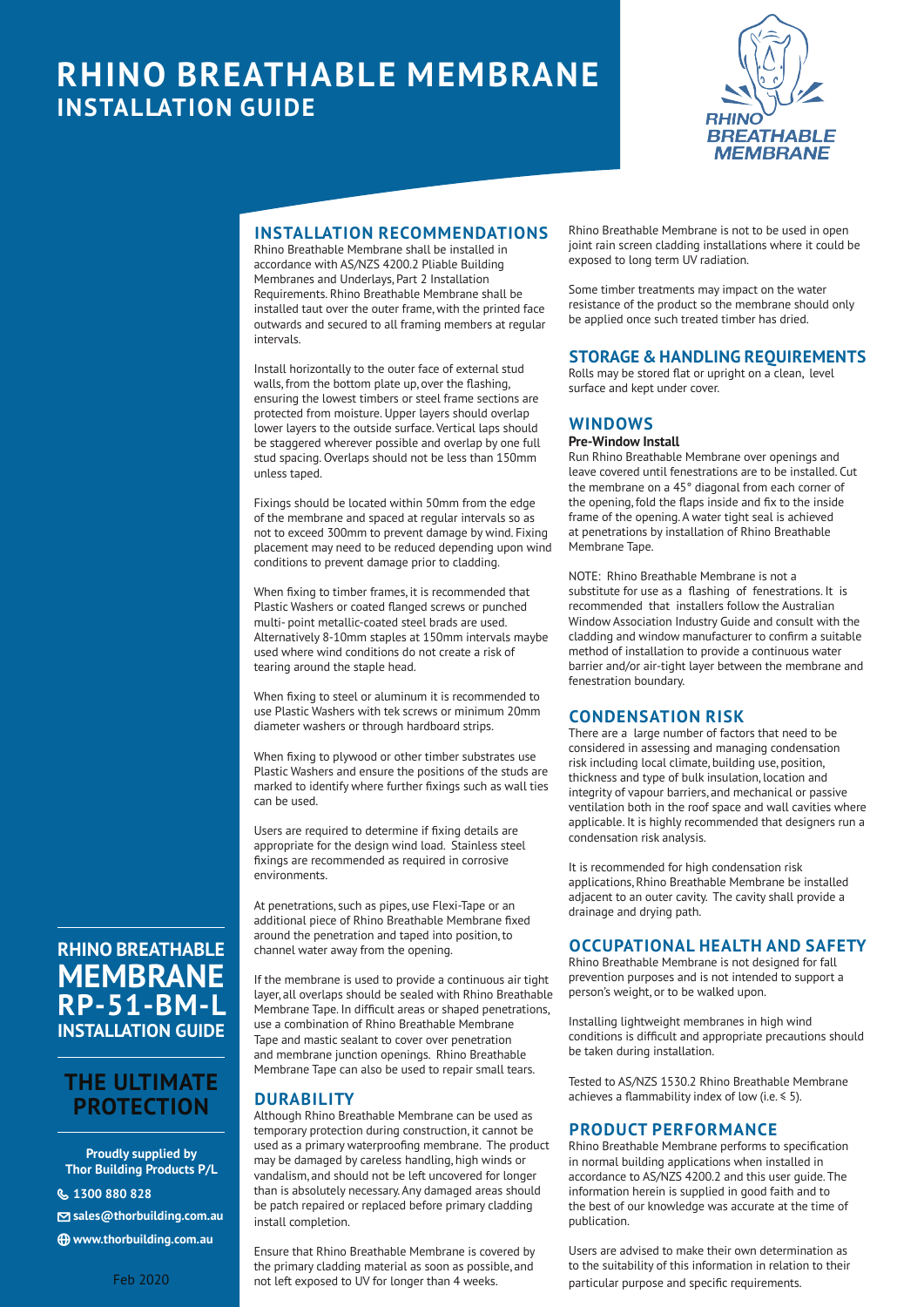# RHINO BREATHABLE MEMBRANE
## INSTALLATION GUIDE

RHINO BREATHABLE MEMBRANE

## INSTALLATION RECOMMENDATIONS

Rhino Breathable Membrane shall be installed in accordance with AS/NZS 4200.2 Pliable Building Membranes and Underlays, Part 2 Installation Requirements. Rhino Breathable Membrane shall be installed taut over the outer frame, with the printed face outwards and secured to all framing members at regular intervals.

Install horizontally to the outer face of external stud walls, from the bottom plate up, over the flashing, ensuring the lowest timbers or steel frame sections are protected from moisture. Upper layers should overlap lower layers to the outside surface. Vertical laps should be staggered wherever possible and overlap by one full stud spacing. Overlaps should not be less than 150mm unless taped.

Fixings should be located within 50mm from the edge of the membrane and spaced at regular intervals so as not to exceed 300mm to prevent damage by wind. Fixing placement may need to be reduced depending upon wind conditions to prevent damage prior to cladding.

When fixing to timber frames, it is recommended that Plastic Washers or coated flanged screws or punched multi- point metallic-coated steel brads are used. Alternatively 8-10mm staples at 150mm intervals maybe used where wind conditions do not create a risk of tearing around the staple head.

When fixing to steel or aluminum it is recommended to use Plastic Washers with tek screws or minimum 20mm diameter washers or through hardboard strips.

When fixing to plywood or other timber substrates use Plastic Washers and ensure the positions of the studs are marked to identify where further fixings such as wall ties can be used.

Users are required to determine if fixing details are appropriate for the design wind load. Stainless steel fixings are recommended as required in corrosive environments.

At penetrations, such as pipes, use Flexi-Tape or an additional piece of Rhino Breathable Membrane fixed around the penetration and taped into position, to channel water away from the opening.

If the membrane is used to provide a continuous air tight layer, all overlaps should be sealed with Rhino Breathable Membrane Tape. In difficult areas or shaped penetrations, use a combination of Rhino Breathable Membrane Tape and mastic sealant to cover over penetration and membrane junction openings. Rhino Breathable Membrane Tape can also be used to repair small tears.

## DURABILITY

Although Rhino Breathable Membrane can be used as temporary protection during construction, it cannot be used as a primary waterproofing membrane. The product may be damaged by careless handling, high winds or vandalism, and should not be left uncovered for longer than is absolutely necessary. Any damaged areas should be patch repaired or replaced before primary cladding install completion.

Ensure that Rhino Breathable Membrane is covered by the primary cladding material as soon as possible, and not left exposed to UV for longer than 4 weeks.

Rhino Breathable Membrane is not to be used in open joint rain screen cladding installations where it could be exposed to long term UV radiation.

Some timber treatments may impact on the water resistance of the product so the membrane should only be applied once such treated timber has dried.

## STORAGE & HANDLING REQUIREMENTS

Rolls may be stored flat or upright on a clean, level surface and kept under cover.

## WINDOWS

**Pre-Window Install**

Run Rhino Breathable Membrane over openings and leave covered until fenestrations are to be installed. Cut the membrane on a 45° diagonal from each corner of the opening, fold the flaps inside and fix to the inside frame of the opening. A water tight seal is achieved at penetrations by installation of Rhino Breathable Membrane Tape.

NOTE: Rhino Breathable Membrane is not a substitute for use as a flashing of fenestrations. It is recommended that installers follow the Australian Window Association Industry Guide and consult with the cladding and window manufacturer to confirm a suitable method of installation to provide a continuous water barrier and/or air-tight layer between the membrane and fenestration boundary.

## CONDENSATION RISK

There are a large number of factors that need to be considered in assessing and managing condensation risk including local climate, building use, position, thickness and type of bulk insulation, location and integrity of vapour barriers, and mechanical or passive ventilation both in the roof space and wall cavities where applicable. It is highly recommended that designers run a condensation risk analysis.

It is recommended for high condensation risk applications, Rhino Breathable Membrane be installed adjacent to an outer cavity. The cavity shall provide a drainage and drying path.

## OCCUPATIONAL HEALTH AND SAFETY

Rhino Breathable Membrane is not designed for fall prevention purposes and is not intended to support a person's weight, or to be walked upon.

Installing lightweight membranes in high wind conditions is difficult and appropriate precautions should be taken during installation.

Tested to AS/NZS 1530.2 Rhino Breathable Membrane achieves a flammability index of low (i.e. ≤ 5).

## PRODUCT PERFORMANCE

Rhino Breathable Membrane performs to specification in normal building applications when installed in accordance to AS/NZS 4200.2 and this user guide. The information herein is supplied in good faith and to the best of our knowledge was accurate at the time of publication.

Users are advised to make their own determination as to the suitability of this information in relation to their particular purpose and specific requirements.

**RHINO BREATHABLE MEMBRANE RP-51-BM-L INSTALLATION GUIDE**

**THE ULTIMATE PROTECTION**

**Proudly supplied by Thor Building Products P/L**

1300 880 828

sales@thorbuilding.com.au

www.thorbuilding.com.au

Feb 2020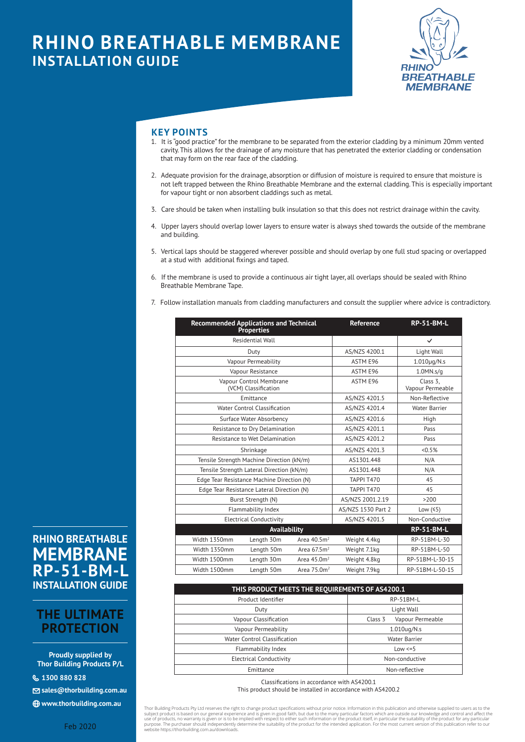# RHINO BREATHABLE MEMBRANE
## INSTALLATION GUIDE

RHINO BREATHABLE MEMBRANE

### KEY POINTS

1. It is "good practice" for the membrane to be separated from the exterior cladding by a minimum 20mm vented cavity. This allows for the drainage of any moisture that has penetrated the exterior cladding or condensation that may form on the rear face of the cladding.

2. Adequate provision for the drainage, absorption or diffusion of moisture is required to ensure that moisture is not left trapped between the Rhino Breathable Membrane and the external cladding. This is especially important for vapour tight or non absorbent claddings such as metal.

3. Care should be taken when installing bulk insulation so that this does not restrict drainage within the cavity.

4. Upper layers should overlap lower layers to ensure water is always shed towards the outside of the membrane and building.

5. Vertical laps should be staggered wherever possible and should overlap by one full stud spacing or overlapped at a stud with additional fixings and taped.

6. If the membrane is used to provide a continuous air tight layer, all overlaps should be sealed with Rhino Breathable Membrane Tape.

7. Follow installation manuals from cladding manufacturers and consult the supplier where advice is contradictory.

| Recommended Applications and Technical Properties | | | Reference | RP-51-BM-L |
|---|---|---|---|---|
| Residential Wall | | | | ✓ |
| Duty | | | AS/NZS 4200.1 | Light Wall |
| Vapour Permeability | | | ASTM E96 | 1.010µg/N.s |
| Vapour Resistance | | | ASTM E96 | 1.0MN.s/g |
| Vapour Control Membrane (VCM) Classification | | | ASTM E96 | Class 3, Vapour Permeable |
| Emittance | | | AS/NZS 4201.5 | Non-Reflective |
| Water Control Classification | | | AS/NZS 4201.4 | Water Barrier |
| Surface Water Absorbency | | | AS/NZS 4201.6 | High |
| Resistance to Dry Delamination | | | AS/NZS 4201.1 | Pass |
| Resistance to Wet Delamination | | | AS/NZS 4201.2 | Pass |
| Shrinkage | | | AS/NZS 4201.3 | <0.5% |
| Tensile Strength Machine Direction (kN/m) | | | AS1301.448 | N/A |
| Tensile Strength Lateral Direction (kN/m) | | | AS1301.448 | N/A |
| Edge Tear Resistance Machine Direction (N) | | | TAPPI T470 | 45 |
| Edge Tear Resistance Lateral Direction (N) | | | TAPPI T470 | 45 |
| Burst Strength (N) | | | AS/NZS 2001.2.19 | >200 |
| Flammability Index | | | AS/NZS 1530 Part 2 | Low (≤5) |
| Electrical Conductivity | | | AS/NZS 4201.5 | Non-Conductive |
| **Availability** | | | | **RP-51-BM-L** |
| Width 1350mm | Length 30m | Area 40.5m² | Weight 4.4kg | RP-51BM-L-30 |
| Width 1350mm | Length 50m | Area 67.5m² | Weight 7.1kg | RP-51BM-L-50 |
| Width 1500mm | Length 30m | Area 45.0m² | Weight 4.8kg | RP-51BM-L-30-15 |
| Width 1500mm | Length 50m | Area 75.0m² | Weight 7.9kg | RP-51BM-L-50-15 |

| THIS PRODUCT MEETS THE REQUIREMENTS OF AS4200.1 | |
|---|---|
| Product Identifier | RP-51BM-L |
| Duty | Light Wall |
| Vapour Classification | Class 3 Vapour Permeable |
| Vapour Permeability | 1.010ug/N.s |
| Water Control Classification | Water Barrier |
| Flammability Index | Low <=5 |
| Electrical Conductivity | Non-conductive |
| Emittance | Non-reflective |

Classifications in accordance with AS4200.1
This product should be installed in accordance with AS4200.2

## RHINO BREATHABLE MEMBRANE RP-51-BM-L INSTALLATION GUIDE

## THE ULTIMATE PROTECTION

**Proudly supplied by Thor Building Products P/L**

**1300 880 828**

**sales@thorbuilding.com.au**

**www.thorbuilding.com.au**

Feb 2020

Thor Building Products Pty Ltd reserves the right to change product specifications without prior notice. Information in this publication and otherwise supplied to users as to the subject product is based on our general experience and is given in good faith, but due to the many particular factors which are outside our knowledge and control and affect the use of products, no warranty is given or is to be implied with respect to either such information or the product itself, in particular the suitability of the product for any particular purpose. The purchaser should independently determine the suitability of the product for the intended application. For the most current version of this publication refer to our website https://thorbuilding.com.au/downloads.